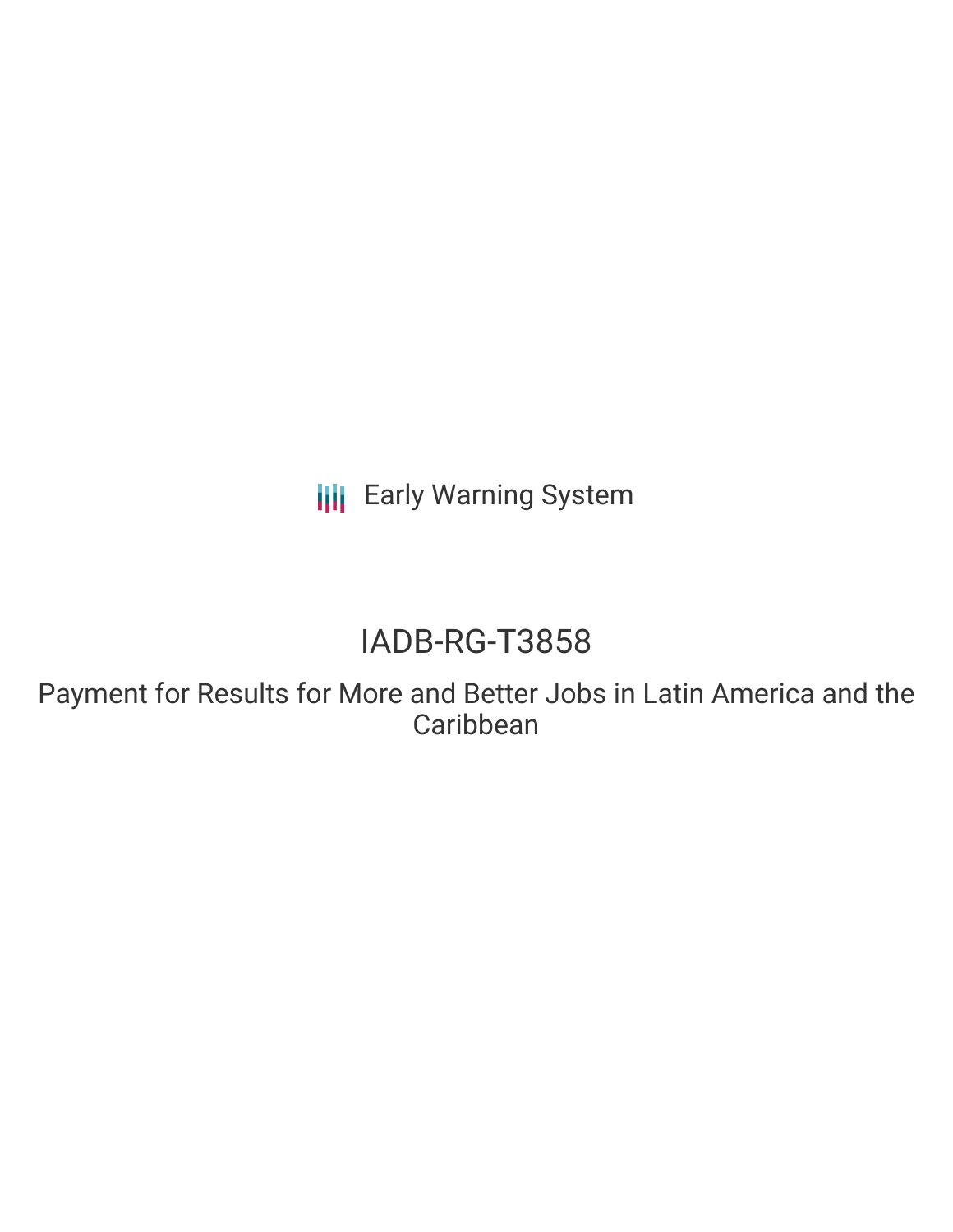Early Warning System

# IADB-RG-T3858

Payment for Results for More and Better Jobs in Latin America and the Caribbean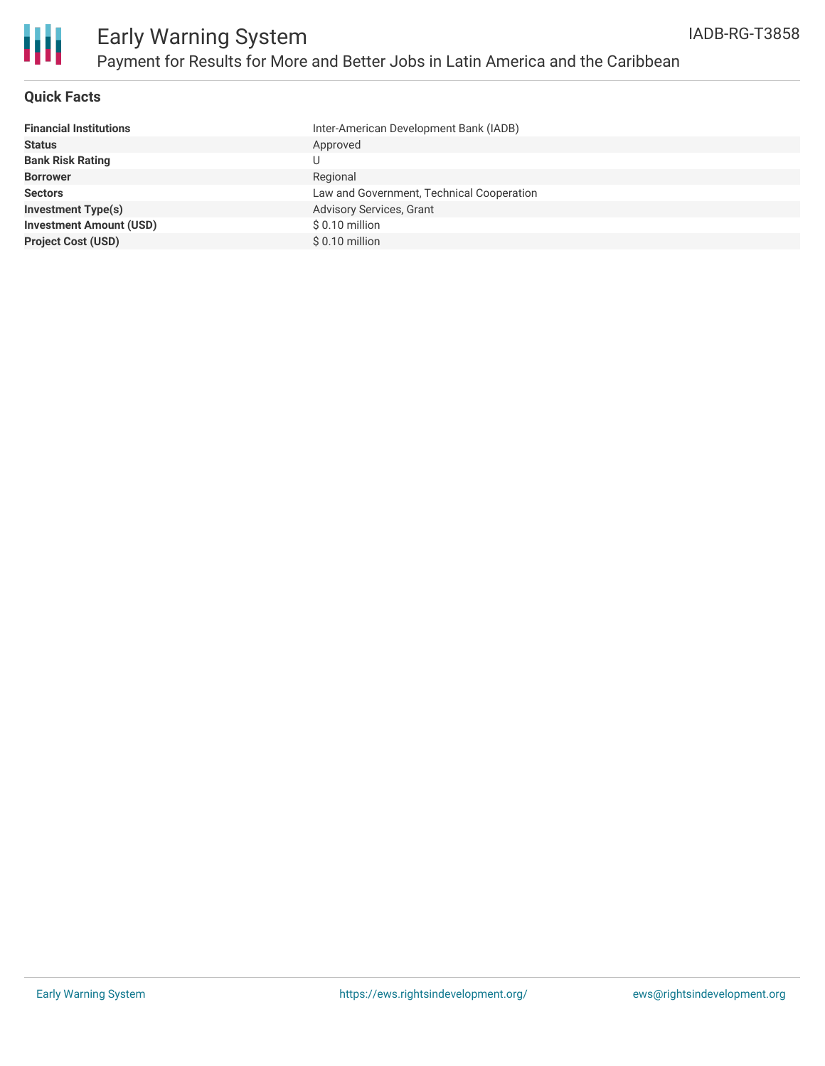# Early Warning System

## Payment for Results for More and Better Jobs in Latin America and the Caribbean

IADB-RG-T3858

### Quick Facts

| | |
|---|---|
| **Financial Institutions** | Inter-American Development Bank (IADB) |
| **Status** | Approved |
| **Bank Risk Rating** | U |
| **Borrower** | Regional |
| **Sectors** | Law and Government, Technical Cooperation |
| **Investment Type(s)** | Advisory Services, Grant |
| **Investment Amount (USD)** | $ 0.10 million |
| **Project Cost (USD)** | $ 0.10 million |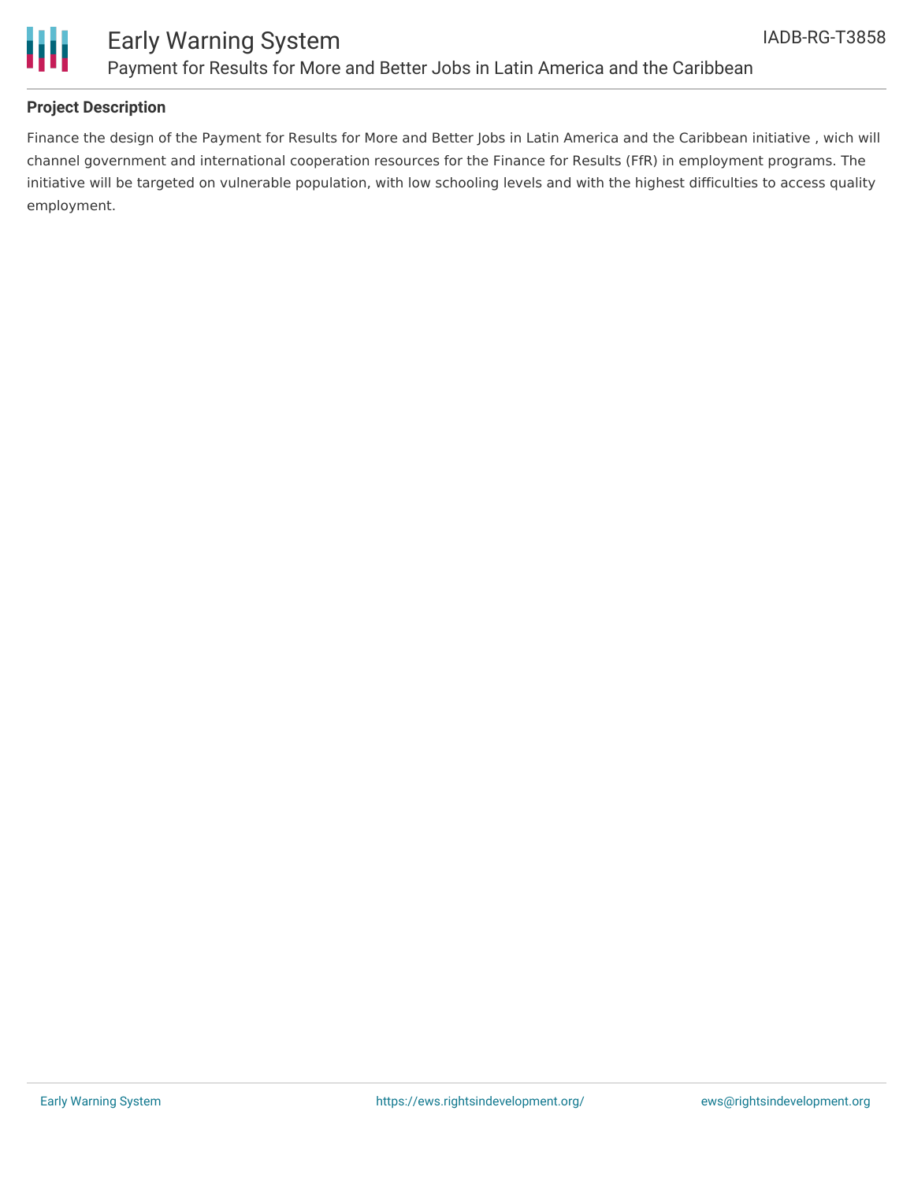## Project Description

Finance the design of the Payment for Results for More and Better Jobs in Latin America and the Caribbean initiative , wich will channel government and international cooperation resources for the Finance for Results (FfR) in employment programs. The initiative will be targeted on vulnerable population, with low schooling levels and with the highest difficulties to access quality employment.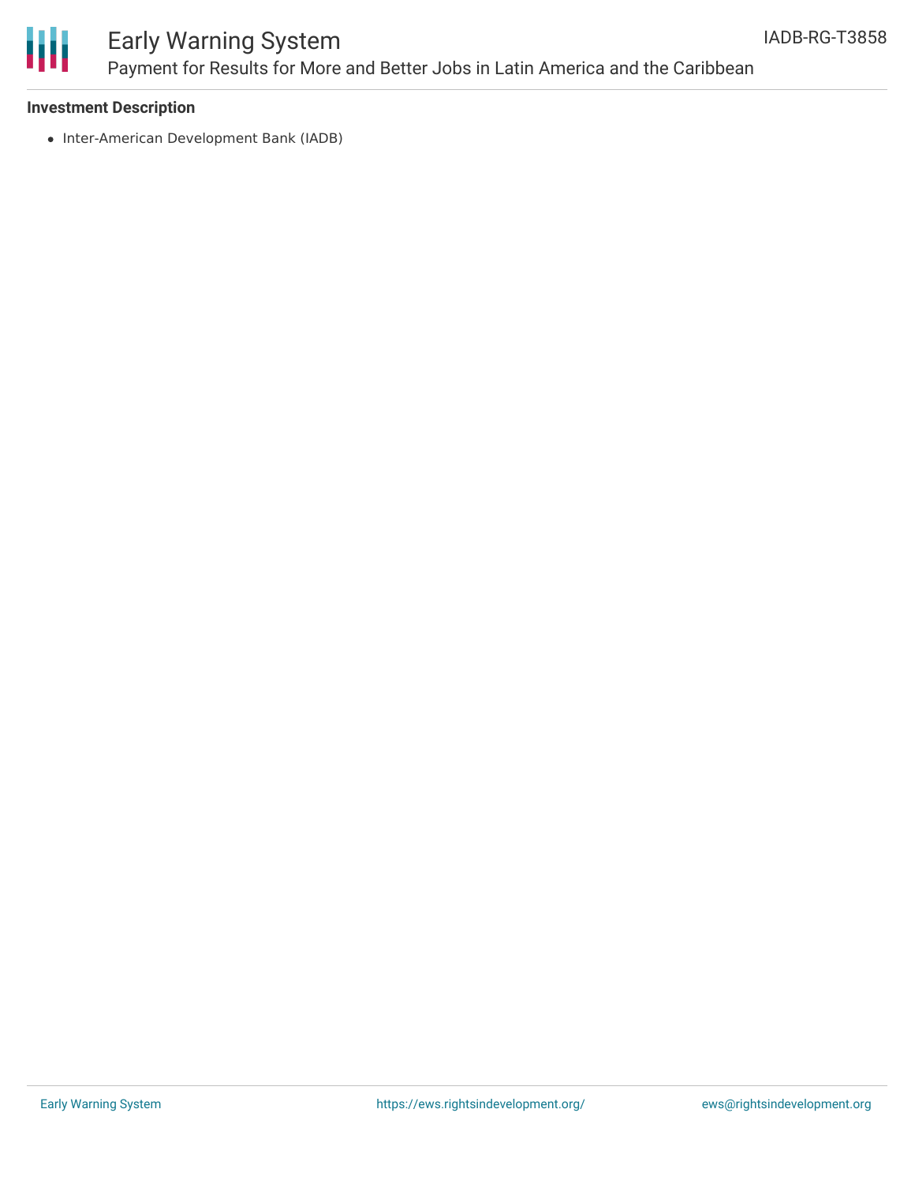**Investment Description**

- Inter-American Development Bank (IADB)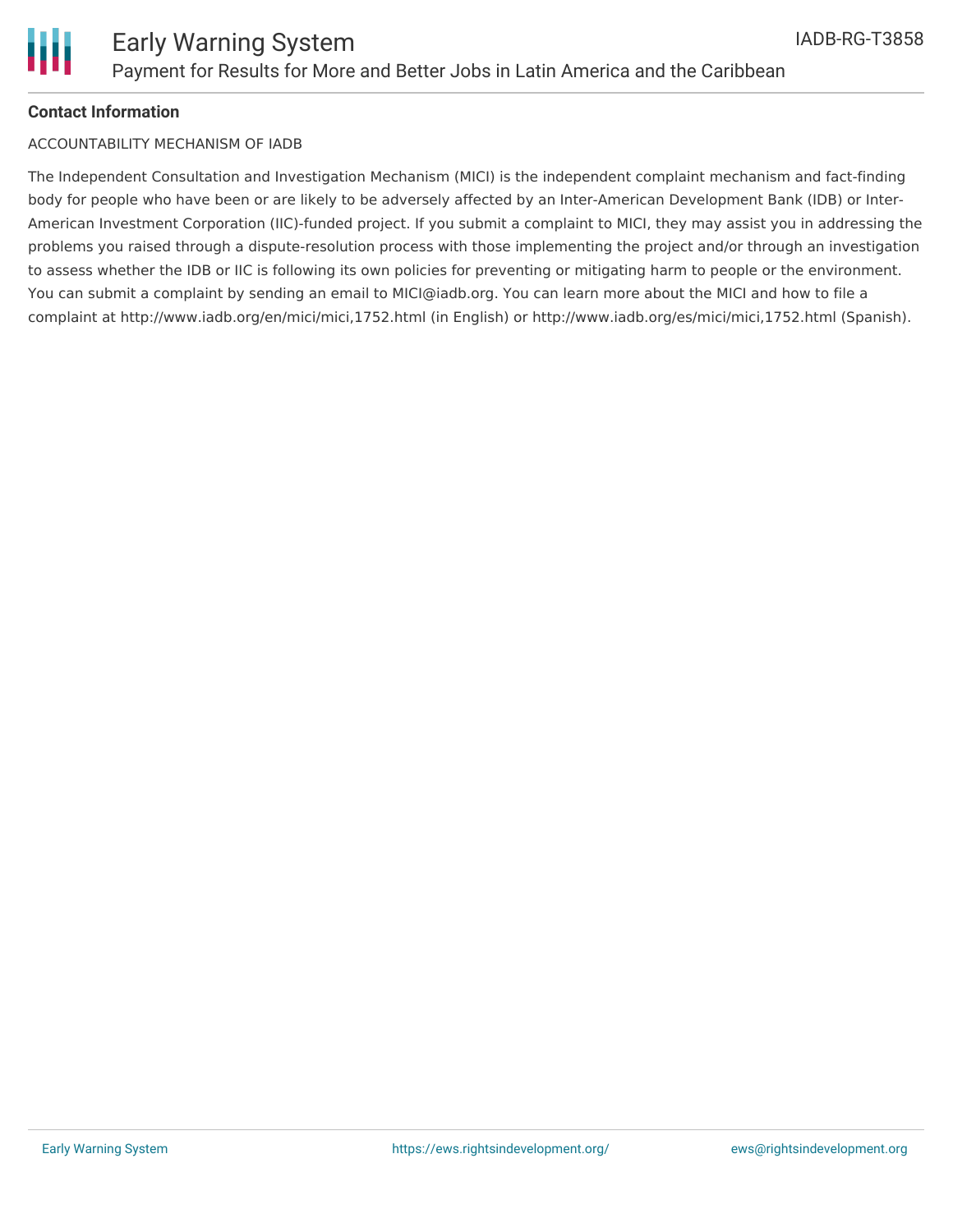**Contact Information**

ACCOUNTABILITY MECHANISM OF IADB

The Independent Consultation and Investigation Mechanism (MICI) is the independent complaint mechanism and fact-finding body for people who have been or are likely to be adversely affected by an Inter-American Development Bank (IDB) or Inter-American Investment Corporation (IIC)-funded project. If you submit a complaint to MICI, they may assist you in addressing the problems you raised through a dispute-resolution process with those implementing the project and/or through an investigation to assess whether the IDB or IIC is following its own policies for preventing or mitigating harm to people or the environment. You can submit a complaint by sending an email to MICI@iadb.org. You can learn more about the MICI and how to file a complaint at http://www.iadb.org/en/mici/mici,1752.html (in English) or http://www.iadb.org/es/mici/mici,1752.html (Spanish).